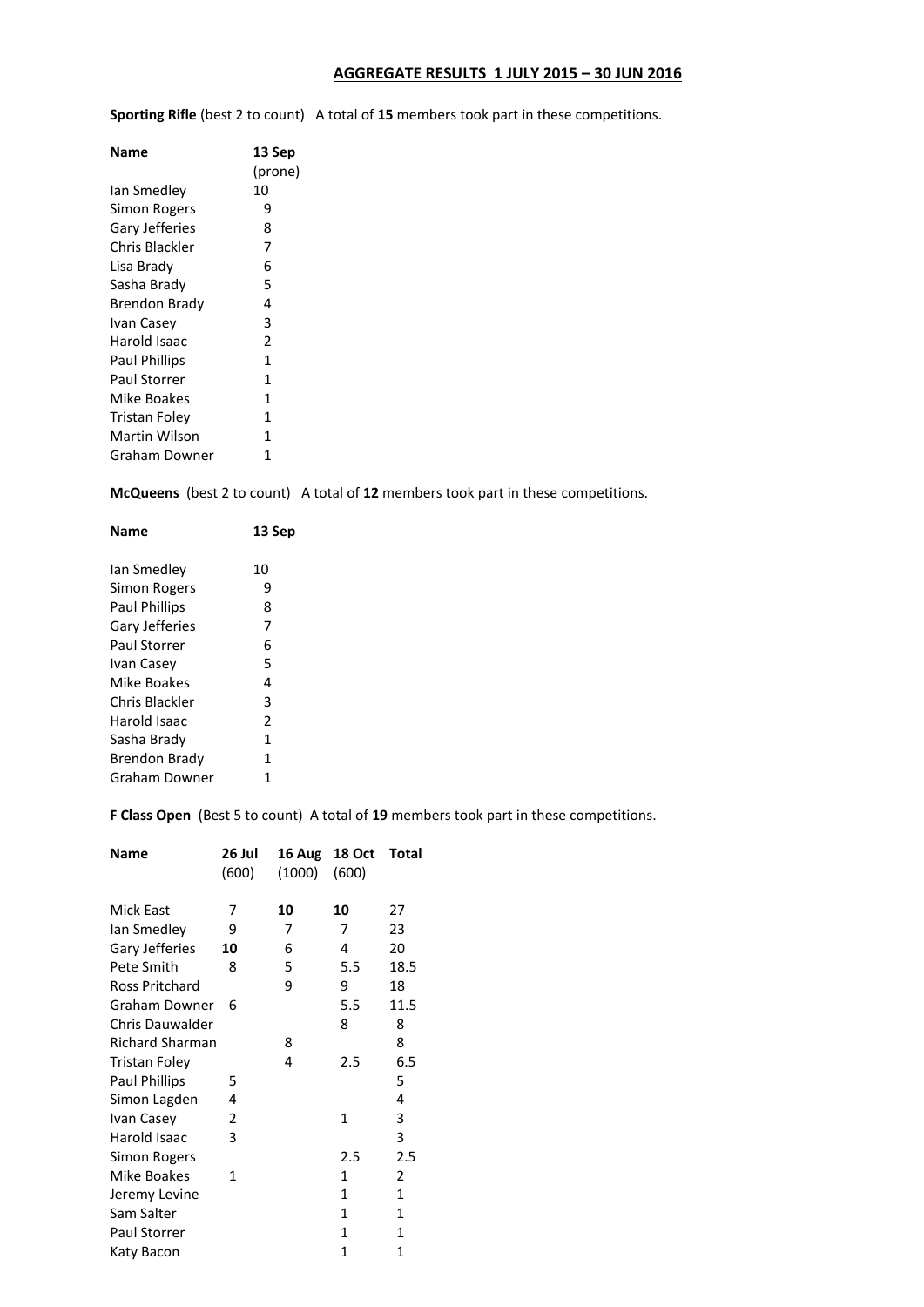# AGGREGATE RESULTS 1 JULY 2015 – 30 JUN 2016

**Sporting Rifle** (best 2 to count) A total of **15** members took part in these competitions.

| Name | 13 Sep (prone) |
|---|---|
| Ian Smedley | 10 |
| Simon Rogers | 9 |
| Gary Jefferies | 8 |
| Chris Blackler | 7 |
| Lisa Brady | 6 |
| Sasha Brady | 5 |
| Brendon Brady | 4 |
| Ivan Casey | 3 |
| Harold Isaac | 2 |
| Paul Phillips | 1 |
| Paul Storrer | 1 |
| Mike Boakes | 1 |
| Tristan Foley | 1 |
| Martin Wilson | 1 |
| Graham Downer | 1 |

**McQueens** (best 2 to count) A total of **12** members took part in these competitions.

| Name | 13 Sep |
|---|---|
| Ian Smedley | 10 |
| Simon Rogers | 9 |
| Paul Phillips | 8 |
| Gary Jefferies | 7 |
| Paul Storrer | 6 |
| Ivan Casey | 5 |
| Mike Boakes | 4 |
| Chris Blackler | 3 |
| Harold Isaac | 2 |
| Sasha Brady | 1 |
| Brendon Brady | 1 |
| Graham Downer | 1 |

**F Class Open** (Best 5 to count) A total of **19** members took part in these competitions.

| Name | 26 Jul (600) | 16 Aug (1000) | 18 Oct (600) | Total |
|---|---|---|---|---|
| Mick East | 7 | **10** | **10** | 27 |
| Ian Smedley | 9 | 7 | 7 | 23 |
| Gary Jefferies | **10** | 6 | 4 | 20 |
| Pete Smith | 8 | 5 | 5.5 | 18.5 |
| Ross Pritchard | | 9 | 9 | 18 |
| Graham Downer | 6 | | 5.5 | 11.5 |
| Chris Dauwalder | | | 8 | 8 |
| Richard Sharman | | 8 | | 8 |
| Tristan Foley | | 4 | 2.5 | 6.5 |
| Paul Phillips | 5 | | | 5 |
| Simon Lagden | 4 | | | 4 |
| Ivan Casey | 2 | | 1 | 3 |
| Harold Isaac | 3 | | | 3 |
| Simon Rogers | | | 2.5 | 2.5 |
| Mike Boakes | 1 | | 1 | 2 |
| Jeremy Levine | | | 1 | 1 |
| Sam Salter | | | 1 | 1 |
| Paul Storrer | | | 1 | 1 |
| Katy Bacon | | | 1 | 1 |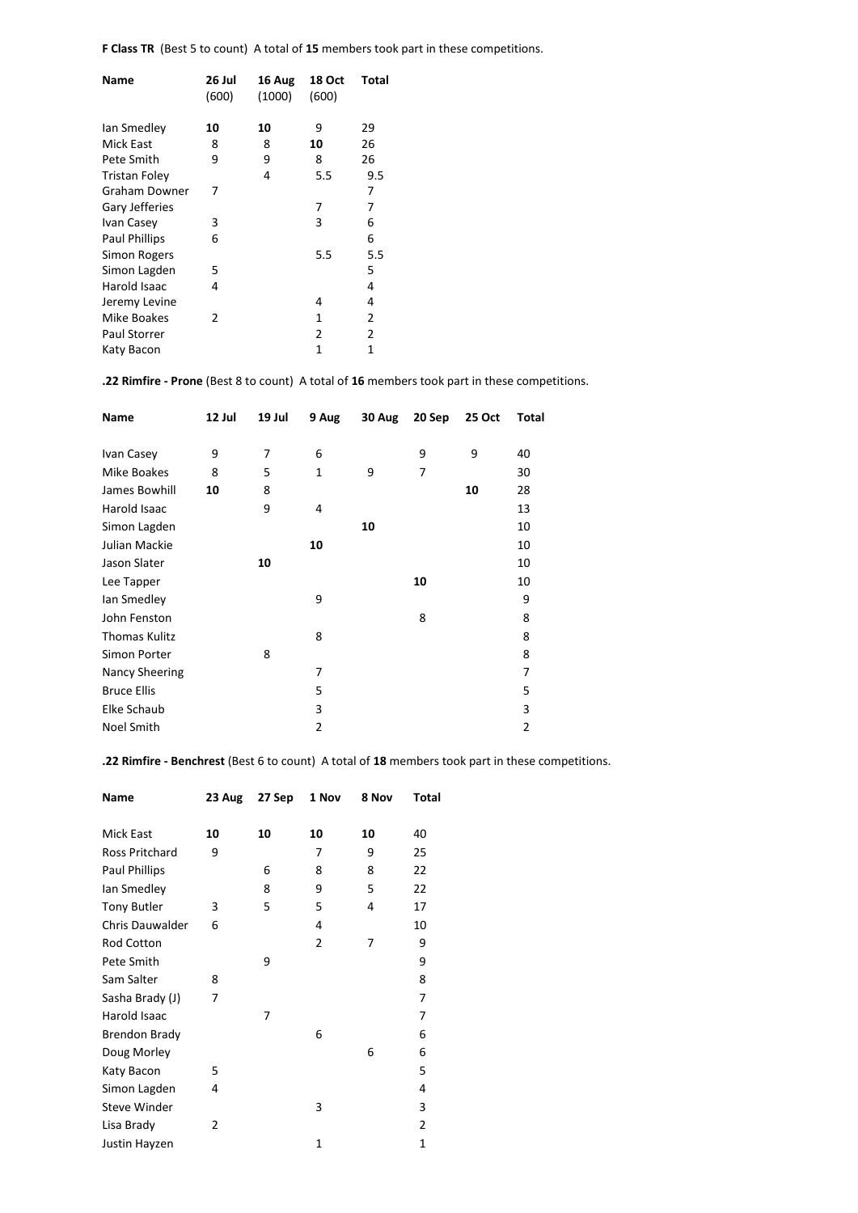**F Class TR** (Best 5 to count) A total of **15** members took part in these competitions.

| Name | 26 Jul (600) | 16 Aug (1000) | 18 Oct (600) | Total |
|---|---|---|---|---|
| Ian Smedley | **10** | **10** | 9 | 29 |
| Mick East | 8 | 8 | **10** | 26 |
| Pete Smith | 9 | 9 | 8 | 26 |
| Tristan Foley | | 4 | 5.5 | 9.5 |
| Graham Downer | 7 | | | 7 |
| Gary Jefferies | | | 7 | 7 |
| Ivan Casey | 3 | | 3 | 6 |
| Paul Phillips | 6 | | | 6 |
| Simon Rogers | | | 5.5 | 5.5 |
| Simon Lagden | 5 | | | 5 |
| Harold Isaac | 4 | | | 4 |
| Jeremy Levine | | | 4 | 4 |
| Mike Boakes | 2 | | 1 | 2 |
| Paul Storrer | | | 2 | 2 |
| Katy Bacon | | | 1 | 1 |

**.22 Rimfire - Prone** (Best 8 to count) A total of **16** members took part in these competitions.

| Name | 12 Jul | 19 Jul | 9 Aug | 30 Aug | 20 Sep | 25 Oct | Total |
|---|---|---|---|---|---|---|---|
| Ivan Casey | 9 | 7 | 6 | | 9 | 9 | 40 |
| Mike Boakes | 8 | 5 | 1 | 9 | 7 | | 30 |
| James Bowhill | **10** | 8 | | | | **10** | 28 |
| Harold Isaac | | 9 | 4 | | | | 13 |
| Simon Lagden | | | | **10** | | | 10 |
| Julian Mackie | | | **10** | | | | 10 |
| Jason Slater | | **10** | | | | | 10 |
| Lee Tapper | | | | | **10** | | 10 |
| Ian Smedley | | | 9 | | | | 9 |
| John Fenston | | | | | 8 | | 8 |
| Thomas Kulitz | | | 8 | | | | 8 |
| Simon Porter | | 8 | | | | | 8 |
| Nancy Sheering | | | 7 | | | | 7 |
| Bruce Ellis | | | 5 | | | | 5 |
| Elke Schaub | | | 3 | | | | 3 |
| Noel Smith | | | 2 | | | | 2 |

**.22 Rimfire - Benchrest** (Best 6 to count) A total of **18** members took part in these competitions.

| Name | 23 Aug | 27 Sep | 1 Nov | 8 Nov | Total |
|---|---|---|---|---|---|
| Mick East | **10** | **10** | **10** | **10** | 40 |
| Ross Pritchard | 9 | | 7 | 9 | 25 |
| Paul Phillips | | 6 | 8 | 8 | 22 |
| Ian Smedley | | 8 | 9 | 5 | 22 |
| Tony Butler | 3 | 5 | 5 | 4 | 17 |
| Chris Dauwalder | 6 | | 4 | | 10 |
| Rod Cotton | | | 2 | 7 | 9 |
| Pete Smith | | 9 | | | 9 |
| Sam Salter | 8 | | | | 8 |
| Sasha Brady (J) | 7 | | | | 7 |
| Harold Isaac | | 7 | | | 7 |
| Brendon Brady | | | 6 | | 6 |
| Doug Morley | | | | 6 | 6 |
| Katy Bacon | 5 | | | | 5 |
| Simon Lagden | 4 | | | | 4 |
| Steve Winder | | | 3 | | 3 |
| Lisa Brady | 2 | | | | 2 |
| Justin Hayzen | | | 1 | | 1 |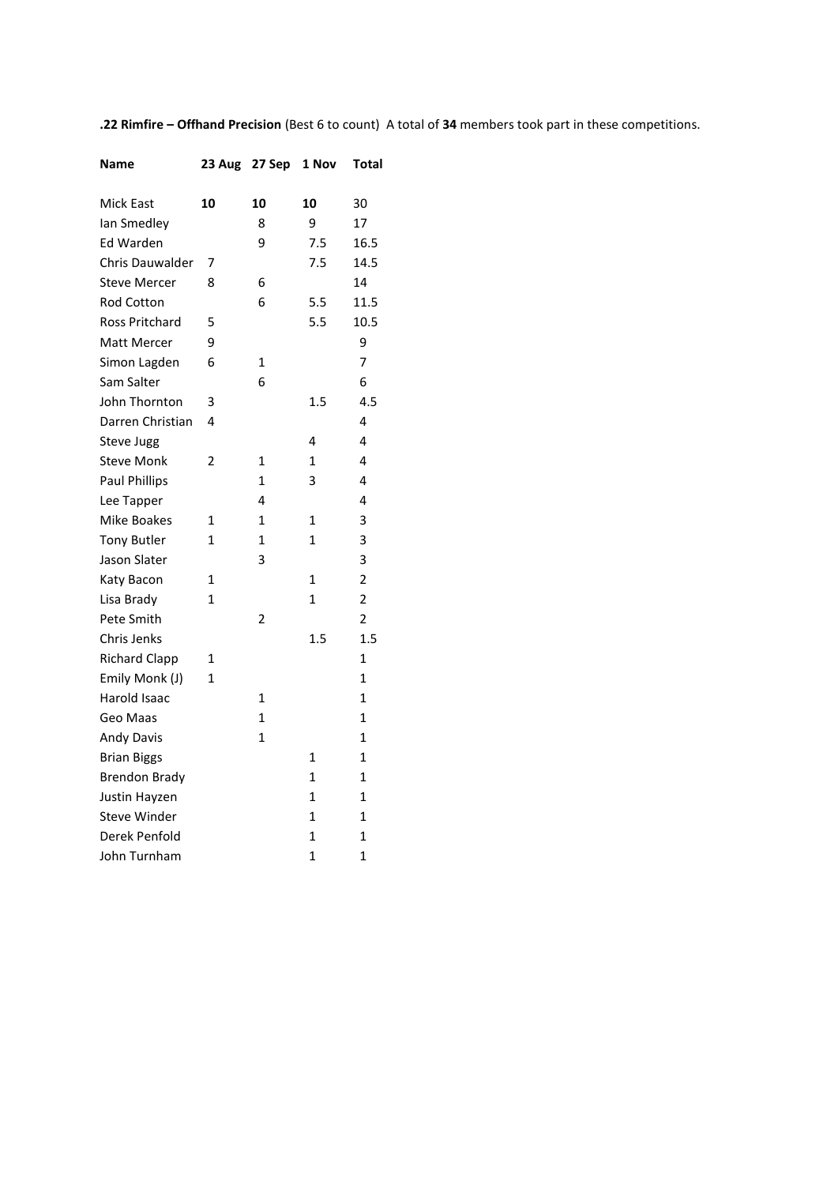**.22 Rimfire – Offhand Precision** (Best 6 to count) A total of **34** members took part in these competitions.

| **Name** | **23 Aug** | **27 Sep** | **1 Nov** | **Total** |
|---|---|---|---|---|
| Mick East | **10** | **10** | **10** | 30 |
| Ian Smedley | | 8 | 9 | 17 |
| Ed Warden | | 9 | 7.5 | 16.5 |
| Chris Dauwalder | 7 | | 7.5 | 14.5 |
| Steve Mercer | 8 | 6 | | 14 |
| Rod Cotton | | 6 | 5.5 | 11.5 |
| Ross Pritchard | 5 | | 5.5 | 10.5 |
| Matt Mercer | 9 | | | 9 |
| Simon Lagden | 6 | 1 | | 7 |
| Sam Salter | | 6 | | 6 |
| John Thornton | 3 | | 1.5 | 4.5 |
| Darren Christian | 4 | | | 4 |
| Steve Jugg | | | 4 | 4 |
| Steve Monk | 2 | 1 | 1 | 4 |
| Paul Phillips | | 1 | 3 | 4 |
| Lee Tapper | | 4 | | 4 |
| Mike Boakes | 1 | 1 | 1 | 3 |
| Tony Butler | 1 | 1 | 1 | 3 |
| Jason Slater | | 3 | | 3 |
| Katy Bacon | 1 | | 1 | 2 |
| Lisa Brady | 1 | | 1 | 2 |
| Pete Smith | | 2 | | 2 |
| Chris Jenks | | | 1.5 | 1.5 |
| Richard Clapp | 1 | | | 1 |
| Emily Monk (J) | 1 | | | 1 |
| Harold Isaac | | 1 | | 1 |
| Geo Maas | | 1 | | 1 |
| Andy Davis | | 1 | | 1 |
| Brian Biggs | | | 1 | 1 |
| Brendon Brady | | | 1 | 1 |
| Justin Hayzen | | | 1 | 1 |
| Steve Winder | | | 1 | 1 |
| Derek Penfold | | | 1 | 1 |
| John Turnham | | | 1 | 1 |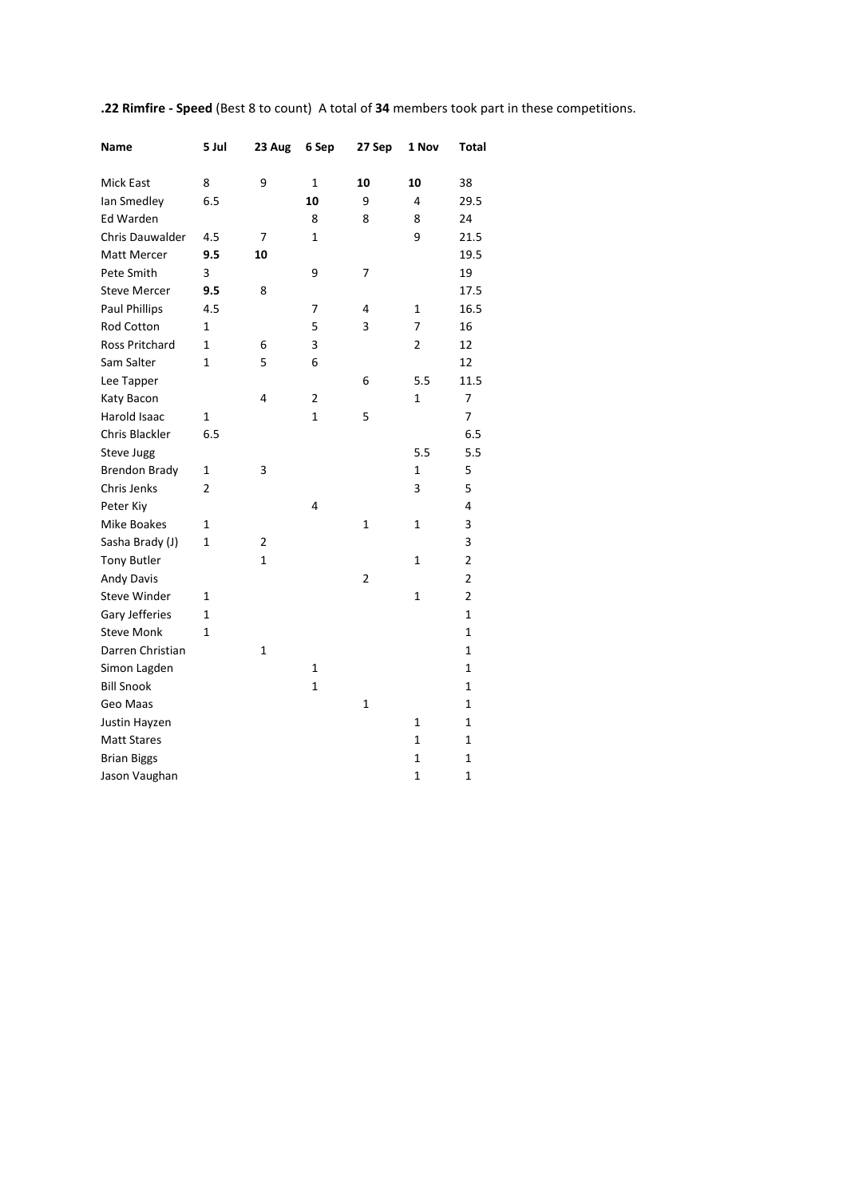**.22 Rimfire - Speed** (Best 8 to count) A total of **34** members took part in these competitions.

| Name | 5 Jul | 23 Aug | 6 Sep | 27 Sep | 1 Nov | Total |
|---|---|---|---|---|---|---|
| Mick East | 8 | 9 | 1 | **10** | **10** | 38 |
| Ian Smedley | 6.5 | | **10** | 9 | 4 | 29.5 |
| Ed Warden | | | 8 | 8 | 8 | 24 |
| Chris Dauwalder | 4.5 | 7 | 1 | | 9 | 21.5 |
| Matt Mercer | **9.5** | **10** | | | | 19.5 |
| Pete Smith | 3 | | 9 | 7 | | 19 |
| Steve Mercer | **9.5** | 8 | | | | 17.5 |
| Paul Phillips | 4.5 | | 7 | 4 | 1 | 16.5 |
| Rod Cotton | 1 | | 5 | 3 | 7 | 16 |
| Ross Pritchard | 1 | 6 | 3 | | 2 | 12 |
| Sam Salter | 1 | 5 | 6 | | | 12 |
| Lee Tapper | | | | 6 | 5.5 | 11.5 |
| Katy Bacon | | 4 | 2 | | 1 | 7 |
| Harold Isaac | 1 | | 1 | 5 | | 7 |
| Chris Blackler | 6.5 | | | | | 6.5 |
| Steve Jugg | | | | | 5.5 | 5.5 |
| Brendon Brady | 1 | 3 | | | 1 | 5 |
| Chris Jenks | 2 | | | | 3 | 5 |
| Peter Kiy | | | 4 | | | 4 |
| Mike Boakes | 1 | | | 1 | 1 | 3 |
| Sasha Brady (J) | 1 | 2 | | | | 3 |
| Tony Butler | | 1 | | | 1 | 2 |
| Andy Davis | | | | 2 | | 2 |
| Steve Winder | 1 | | | | 1 | 2 |
| Gary Jefferies | 1 | | | | | 1 |
| Steve Monk | 1 | | | | | 1 |
| Darren Christian | | 1 | | | | 1 |
| Simon Lagden | | | 1 | | | 1 |
| Bill Snook | | | 1 | | | 1 |
| Geo Maas | | | | 1 | | 1 |
| Justin Hayzen | | | | | 1 | 1 |
| Matt Stares | | | | | 1 | 1 |
| Brian Biggs | | | | | 1 | 1 |
| Jason Vaughan | | | | | 1 | 1 |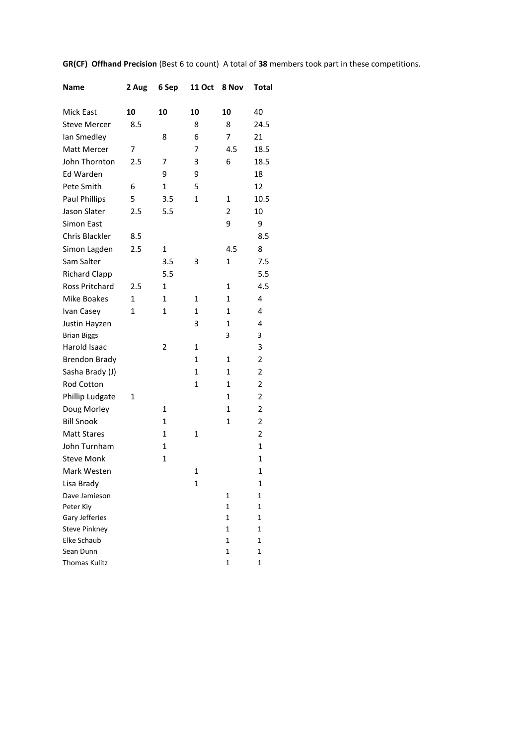**GR(CF) Offhand Precision** (Best 6 to count) A total of **38** members took part in these competitions.

| Name | 2 Aug | 6 Sep | 11 Oct | 8 Nov | Total |
|---|---|---|---|---|---|
| Mick East | **10** | **10** | **10** | **10** | 40 |
| Steve Mercer | 8.5 | | 8 | 8 | 24.5 |
| Ian Smedley | | 8 | 6 | 7 | 21 |
| Matt Mercer | 7 | | 7 | 4.5 | 18.5 |
| John Thornton | 2.5 | 7 | 3 | 6 | 18.5 |
| Ed Warden | | 9 | 9 | | 18 |
| Pete Smith | 6 | 1 | 5 | | 12 |
| Paul Phillips | 5 | 3.5 | 1 | 1 | 10.5 |
| Jason Slater | 2.5 | 5.5 | | 2 | 10 |
| Simon East | | | | 9 | 9 |
| Chris Blackler | 8.5 | | | | 8.5 |
| Simon Lagden | 2.5 | 1 | | 4.5 | 8 |
| Sam Salter | | 3.5 | 3 | 1 | 7.5 |
| Richard Clapp | | 5.5 | | | 5.5 |
| Ross Pritchard | 2.5 | 1 | | 1 | 4.5 |
| Mike Boakes | 1 | 1 | 1 | 1 | 4 |
| Ivan Casey | 1 | 1 | 1 | 1 | 4 |
| Justin Hayzen | | | 3 | 1 | 4 |
| Brian Biggs | | | | 3 | 3 |
| Harold Isaac | | 2 | 1 | | 3 |
| Brendon Brady | | | 1 | 1 | 2 |
| Sasha Brady (J) | | | 1 | 1 | 2 |
| Rod Cotton | | | 1 | 1 | 2 |
| Phillip Ludgate | 1 | | | 1 | 2 |
| Doug Morley | | 1 | | 1 | 2 |
| Bill Snook | | 1 | | 1 | 2 |
| Matt Stares | | 1 | 1 | | 2 |
| John Turnham | | 1 | | | 1 |
| Steve Monk | | 1 | | | 1 |
| Mark Westen | | | 1 | | 1 |
| Lisa Brady | | | 1 | | 1 |
| Dave Jamieson | | | | 1 | 1 |
| Peter Kiy | | | | 1 | 1 |
| Gary Jefferies | | | | 1 | 1 |
| Steve Pinkney | | | | 1 | 1 |
| Elke Schaub | | | | 1 | 1 |
| Sean Dunn | | | | 1 | 1 |
| Thomas Kulitz | | | | 1 | 1 |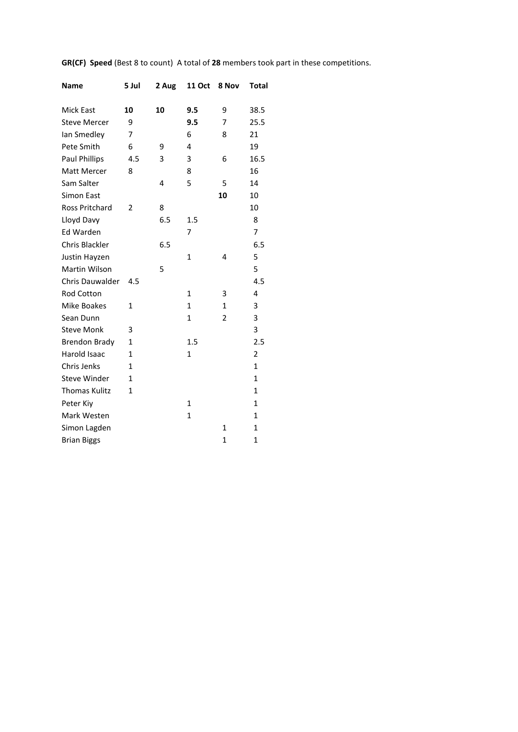**GR(CF) Speed** (Best 8 to count) A total of **28** members took part in these competitions.

| Name | 5 Jul | 2 Aug | 11 Oct | 8 Nov | Total |
|---|---|---|---|---|---|
| Mick East | **10** | **10** | **9.5** | 9 | 38.5 |
| Steve Mercer | 9 | | **9.5** | 7 | 25.5 |
| Ian Smedley | 7 | | 6 | 8 | 21 |
| Pete Smith | 6 | 9 | 4 | | 19 |
| Paul Phillips | 4.5 | 3 | 3 | 6 | 16.5 |
| Matt Mercer | 8 | | 8 | | 16 |
| Sam Salter | | 4 | 5 | 5 | 14 |
| Simon East | | | | **10** | 10 |
| Ross Pritchard | 2 | 8 | | | 10 |
| Lloyd Davy | | 6.5 | 1.5 | | 8 |
| Ed Warden | | | 7 | | 7 |
| Chris Blackler | | 6.5 | | | 6.5 |
| Justin Hayzen | | | 1 | 4 | 5 |
| Martin Wilson | | 5 | | | 5 |
| Chris Dauwalder | 4.5 | | | | 4.5 |
| Rod Cotton | | | 1 | 3 | 4 |
| Mike Boakes | 1 | | 1 | 1 | 3 |
| Sean Dunn | | | 1 | 2 | 3 |
| Steve Monk | 3 | | | | 3 |
| Brendon Brady | 1 | | 1.5 | | 2.5 |
| Harold Isaac | 1 | | 1 | | 2 |
| Chris Jenks | 1 | | | | 1 |
| Steve Winder | 1 | | | | 1 |
| Thomas Kulitz | 1 | | | | 1 |
| Peter Kiy | | | 1 | | 1 |
| Mark Westen | | | 1 | | 1 |
| Simon Lagden | | | | 1 | 1 |
| Brian Biggs | | | | 1 | 1 |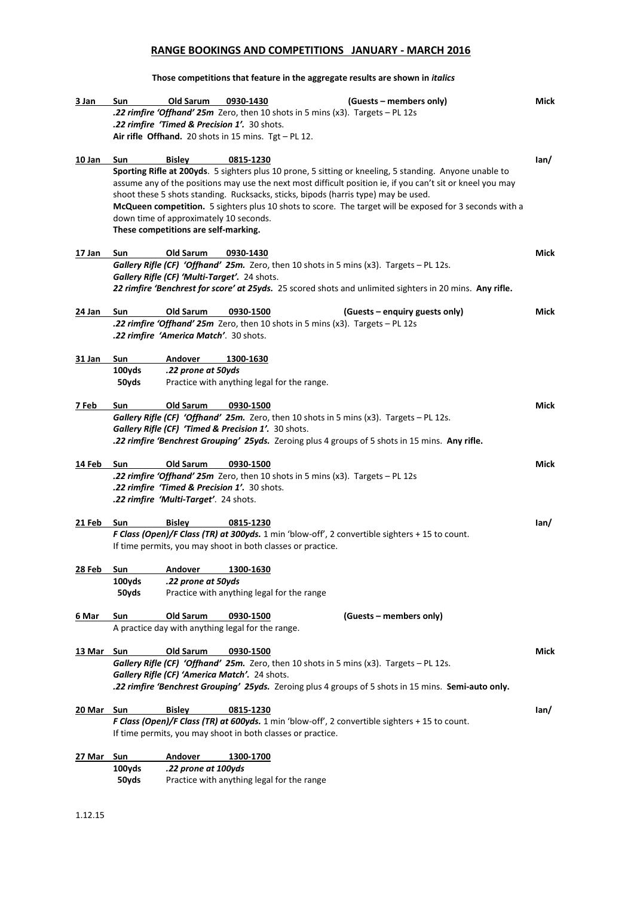# RANGE BOOKINGS AND COMPETITIONS JANUARY - MARCH 2016

**Those competitions that feature in the aggregate results are shown in *italics***

**3 Jan Sun Old Sarum 0930-1430** **(Guests – members only)** **Mick**

***.22 rimfire 'Offhand' 25m*** Zero, then 10 shots in 5 mins (x3). Targets – PL 12s
***.22 rimfire 'Timed & Precision 1'.*** 30 shots.
**Air rifle Offhand.** 20 shots in 15 mins. Tgt – PL 12.

**10 Jan Sun Bisley 0815-1230** **Ian/**

**Sporting Rifle at 200yds**. 5 sighters plus 10 prone, 5 sitting or kneeling, 5 standing. Anyone unable to assume any of the positions may use the next most difficult position ie, if you can't sit or kneel you may shoot these 5 shots standing. Rucksacks, sticks, bipods (harris type) may be used.
**McQueen competition.** 5 sighters plus 10 shots to score. The target will be exposed for 3 seconds with a down time of approximately 10 seconds.
**These competitions are self-marking.**

**17 Jan Sun Old Sarum 0930-1430** **Mick**

***Gallery Rifle (CF) 'Offhand' 25m.*** Zero, then 10 shots in 5 mins (x3). Targets – PL 12s.
***Gallery Rifle (CF) 'Multi-Target'.*** 24 shots.
***22 rimfire 'Benchrest for score' at 25yds.*** 25 scored shots and unlimited sighters in 20 mins. **Any rifle.**

**24 Jan Sun Old Sarum 0930-1500** **(Guests – enquiry guests only)** **Mick**

***.22 rimfire 'Offhand' 25m*** Zero, then 10 shots in 5 mins (x3). Targets – PL 12s
***.22 rimfire 'America Match'***. 30 shots.

**31 Jan Sun Andover 1300-1630**

**100yds** ***.22 prone at 50yds***
**50yds** Practice with anything legal for the range.

**7 Feb Sun Old Sarum 0930-1500** **Mick**

***Gallery Rifle (CF) 'Offhand' 25m.*** Zero, then 10 shots in 5 mins (x3). Targets – PL 12s.
***Gallery Rifle (CF) 'Timed & Precision 1'.*** 30 shots.
***.22 rimfire 'Benchrest Grouping' 25yds.*** Zeroing plus 4 groups of 5 shots in 15 mins. **Any rifle.**

**14 Feb Sun Old Sarum 0930-1500** **Mick**

***.22 rimfire 'Offhand' 25m*** Zero, then 10 shots in 5 mins (x3). Targets – PL 12s
***.22 rimfire 'Timed & Precision 1'.*** 30 shots.
***.22 rimfire 'Multi-Target'***. 24 shots.

**21 Feb Sun Bisley 0815-1230** **Ian/**

***F Class (Open)/F Class (TR) at 300yds.*** 1 min 'blow-off', 2 convertible sighters + 15 to count.
If time permits, you may shoot in both classes or practice.

**28 Feb Sun Andover 1300-1630**

**100yds** ***.22 prone at 50yds***
**50yds** Practice with anything legal for the range

**6 Mar Sun Old Sarum 0930-1500** **(Guests – members only)**

A practice day with anything legal for the range.

**13 Mar Sun Old Sarum 0930-1500** **Mick**

***Gallery Rifle (CF) 'Offhand' 25m.*** Zero, then 10 shots in 5 mins (x3). Targets – PL 12s.
***Gallery Rifle (CF) 'America Match'.*** 24 shots.
***.22 rimfire 'Benchrest Grouping' 25yds.*** Zeroing plus 4 groups of 5 shots in 15 mins. **Semi-auto only.**

**20 Mar Sun Bisley 0815-1230** **Ian/**

***F Class (Open)/F Class (TR) at 600yds.*** 1 min 'blow-off', 2 convertible sighters + 15 to count.
If time permits, you may shoot in both classes or practice.

**27 Mar Sun Andover 1300-1700**

**100yds** ***.22 prone at 100yds***
**50yds** Practice with anything legal for the range

1.12.15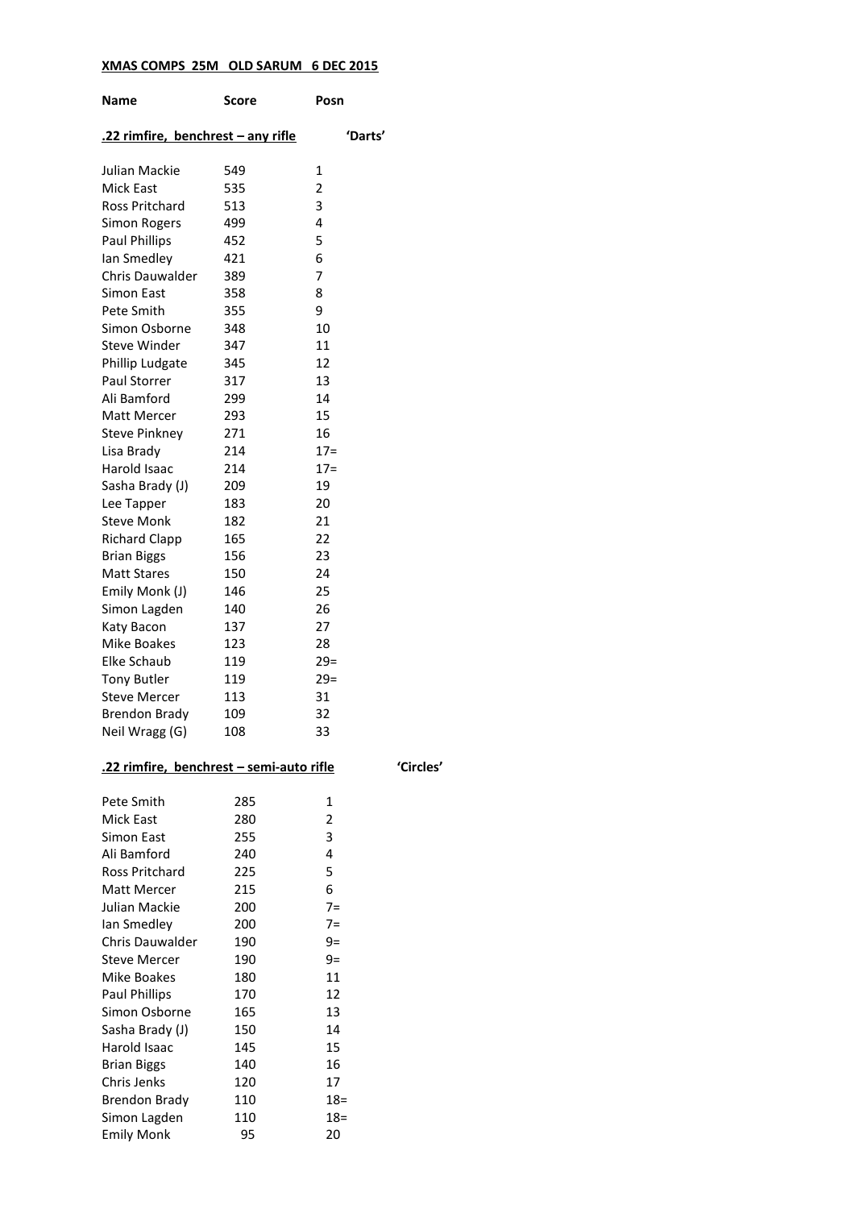**XMAS COMPS 25M OLD SARUM 6 DEC 2015**

| Name | Score | Posn |
|---|---|---|

**.22 rimfire, benchrest – any rifle** 'Darts'

| Name | Score | Posn |
|---|---|---|
| Julian Mackie | 549 | 1 |
| Mick East | 535 | 2 |
| Ross Pritchard | 513 | 3 |
| Simon Rogers | 499 | 4 |
| Paul Phillips | 452 | 5 |
| Ian Smedley | 421 | 6 |
| Chris Dauwalder | 389 | 7 |
| Simon East | 358 | 8 |
| Pete Smith | 355 | 9 |
| Simon Osborne | 348 | 10 |
| Steve Winder | 347 | 11 |
| Phillip Ludgate | 345 | 12 |
| Paul Storrer | 317 | 13 |
| Ali Bamford | 299 | 14 |
| Matt Mercer | 293 | 15 |
| Steve Pinkney | 271 | 16 |
| Lisa Brady | 214 | 17= |
| Harold Isaac | 214 | 17= |
| Sasha Brady (J) | 209 | 19 |
| Lee Tapper | 183 | 20 |
| Steve Monk | 182 | 21 |
| Richard Clapp | 165 | 22 |
| Brian Biggs | 156 | 23 |
| Matt Stares | 150 | 24 |
| Emily Monk (J) | 146 | 25 |
| Simon Lagden | 140 | 26 |
| Katy Bacon | 137 | 27 |
| Mike Boakes | 123 | 28 |
| Elke Schaub | 119 | 29= |
| Tony Butler | 119 | 29= |
| Steve Mercer | 113 | 31 |
| Brendon Brady | 109 | 32 |
| Neil Wragg (G) | 108 | 33 |

**.22 rimfire, benchrest – semi-auto rifle** 'Circles'

| Name | Score | Posn |
|---|---|---|
| Pete Smith | 285 | 1 |
| Mick East | 280 | 2 |
| Simon East | 255 | 3 |
| Ali Bamford | 240 | 4 |
| Ross Pritchard | 225 | 5 |
| Matt Mercer | 215 | 6 |
| Julian Mackie | 200 | 7= |
| Ian Smedley | 200 | 7= |
| Chris Dauwalder | 190 | 9= |
| Steve Mercer | 190 | 9= |
| Mike Boakes | 180 | 11 |
| Paul Phillips | 170 | 12 |
| Simon Osborne | 165 | 13 |
| Sasha Brady (J) | 150 | 14 |
| Harold Isaac | 145 | 15 |
| Brian Biggs | 140 | 16 |
| Chris Jenks | 120 | 17 |
| Brendon Brady | 110 | 18= |
| Simon Lagden | 110 | 18= |
| Emily Monk | 95 | 20 |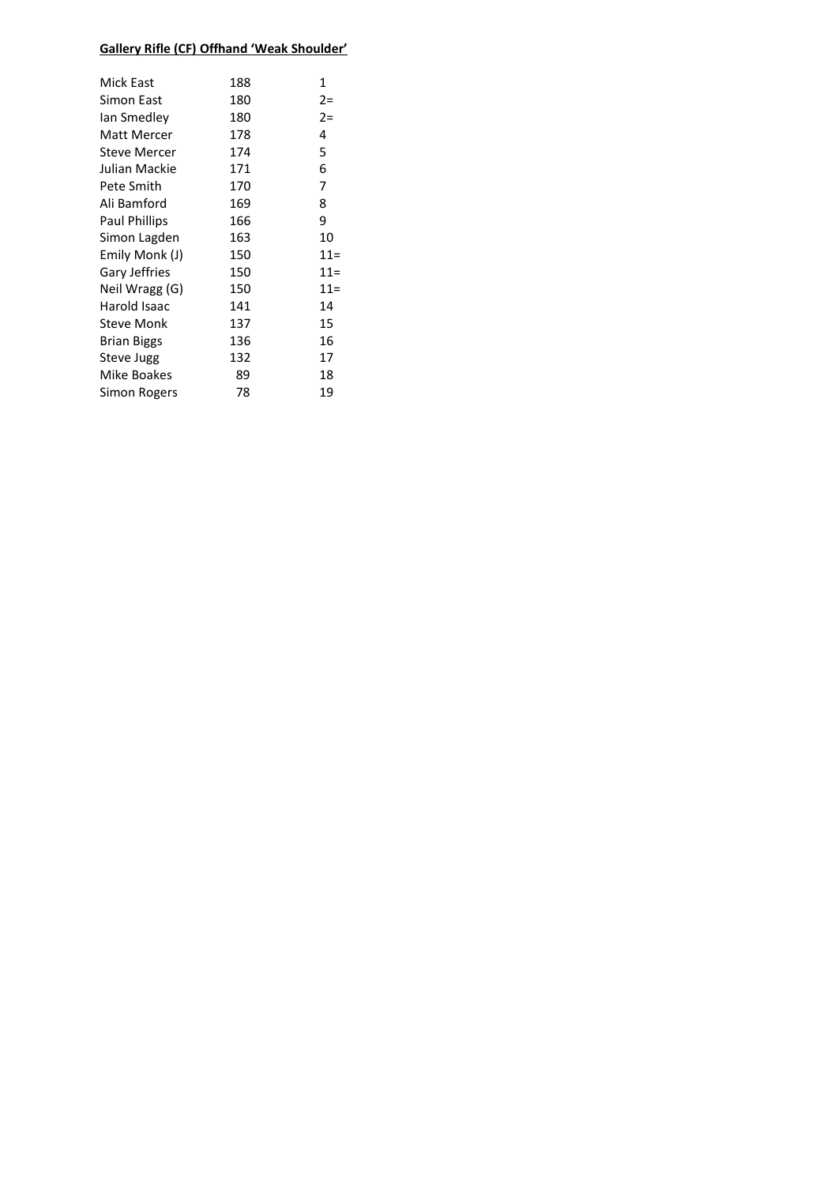**Gallery Rifle (CF) Offhand 'Weak Shoulder'**

| | | |
|---|---|---|
| Mick East | 188 | 1 |
| Simon East | 180 | 2= |
| Ian Smedley | 180 | 2= |
| Matt Mercer | 178 | 4 |
| Steve Mercer | 174 | 5 |
| Julian Mackie | 171 | 6 |
| Pete Smith | 170 | 7 |
| Ali Bamford | 169 | 8 |
| Paul Phillips | 166 | 9 |
| Simon Lagden | 163 | 10 |
| Emily Monk (J) | 150 | 11= |
| Gary Jeffries | 150 | 11= |
| Neil Wragg (G) | 150 | 11= |
| Harold Isaac | 141 | 14 |
| Steve Monk | 137 | 15 |
| Brian Biggs | 136 | 16 |
| Steve Jugg | 132 | 17 |
| Mike Boakes | 89 | 18 |
| Simon Rogers | 78 | 19 |